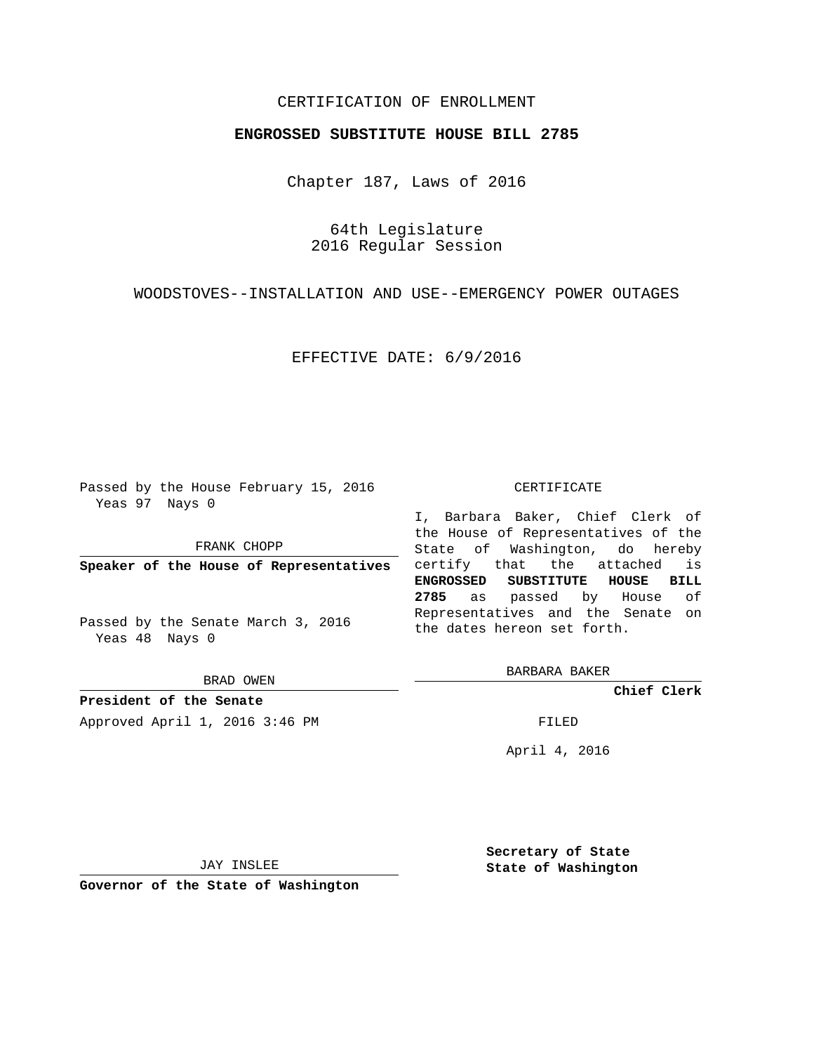CERTIFICATION OF ENROLLMENT

**ENGROSSED SUBSTITUTE HOUSE BILL 2785**

Chapter 187, Laws of 2016

64th Legislature
2016 Regular Session

WOODSTOVES--INSTALLATION AND USE--EMERGENCY POWER OUTAGES

EFFECTIVE DATE: 6/9/2016

Passed by the House February 15, 2016
Yeas 97 Nays 0

FRANK CHOPP

**Speaker of the House of Representatives**

Passed by the Senate March 3, 2016
Yeas 48 Nays 0

BRAD OWEN

**President of the Senate**

Approved April 1, 2016 3:46 PM

JAY INSLEE

**Governor of the State of Washington**

CERTIFICATE

I, Barbara Baker, Chief Clerk of the House of Representatives of the State of Washington, do hereby certify that the attached is **ENGROSSED SUBSTITUTE HOUSE BILL 2785** as passed by House of Representatives and the Senate on the dates hereon set forth.

BARBARA BAKER

**Chief Clerk**

FILED

April 4, 2016

**Secretary of State**
**State of Washington**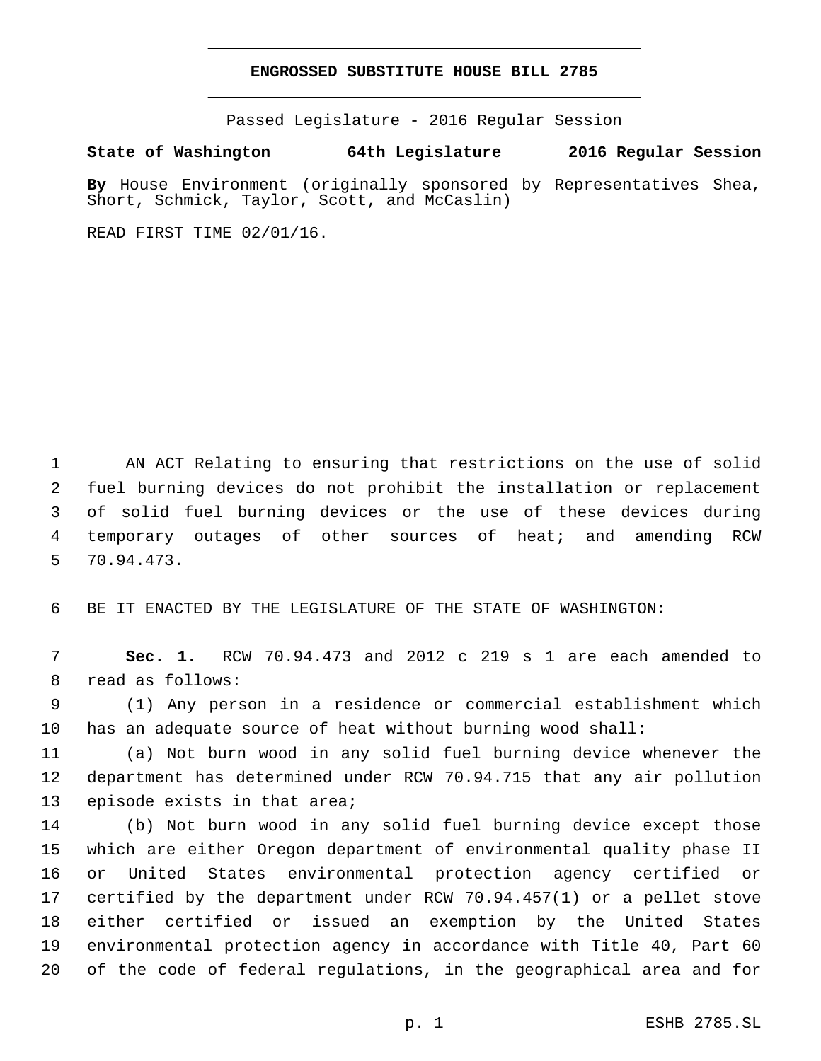# ENGROSSED SUBSTITUTE HOUSE BILL 2785

Passed Legislature - 2016 Regular Session

**State of Washington 64th Legislature 2016 Regular Session**

**By** House Environment (originally sponsored by Representatives Shea, Short, Schmick, Taylor, Scott, and McCaslin)

READ FIRST TIME 02/01/16.

AN ACT Relating to ensuring that restrictions on the use of solid fuel burning devices do not prohibit the installation or replacement of solid fuel burning devices or the use of these devices during temporary outages of other sources of heat; and amending RCW 70.94.473.

BE IT ENACTED BY THE LEGISLATURE OF THE STATE OF WASHINGTON:

**Sec. 1.** RCW 70.94.473 and 2012 c 219 s 1 are each amended to read as follows:

(1) Any person in a residence or commercial establishment which has an adequate source of heat without burning wood shall:

(a) Not burn wood in any solid fuel burning device whenever the department has determined under RCW 70.94.715 that any air pollution episode exists in that area;

(b) Not burn wood in any solid fuel burning device except those which are either Oregon department of environmental quality phase II or United States environmental protection agency certified or certified by the department under RCW 70.94.457(1) or a pellet stove either certified or issued an exemption by the United States environmental protection agency in accordance with Title 40, Part 60 of the code of federal regulations, in the geographical area and for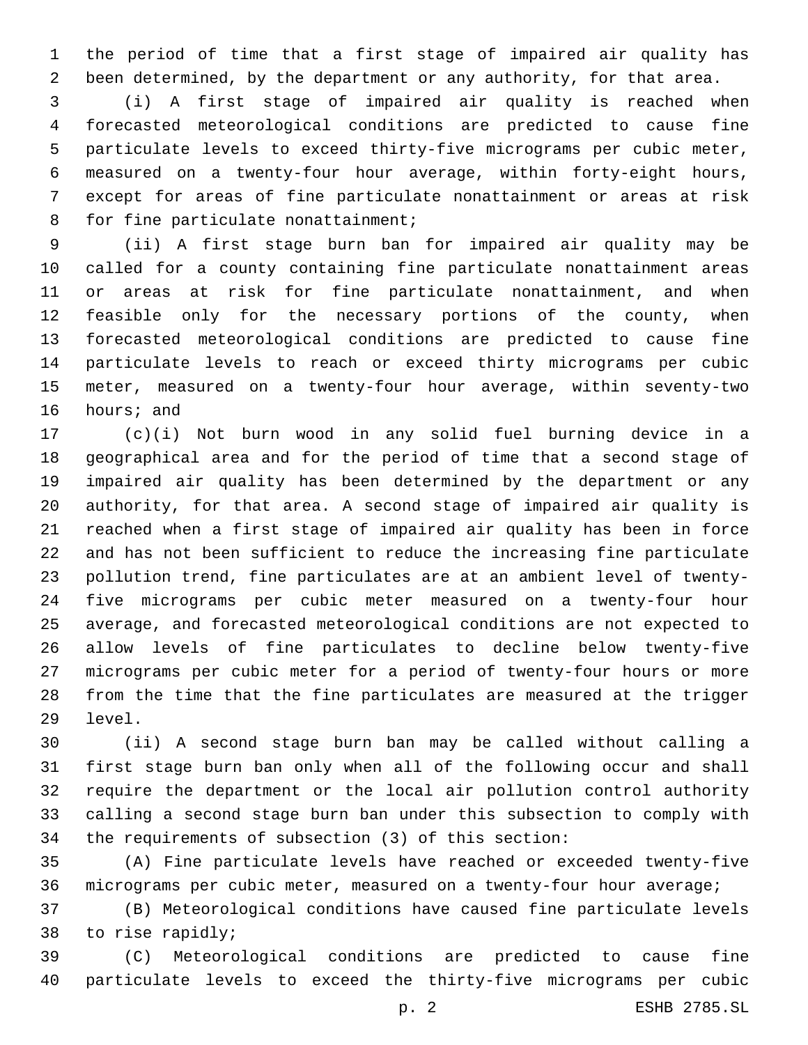the period of time that a first stage of impaired air quality has been determined, by the department or any authority, for that area.

(i) A first stage of impaired air quality is reached when forecasted meteorological conditions are predicted to cause fine particulate levels to exceed thirty-five micrograms per cubic meter, measured on a twenty-four hour average, within forty-eight hours, except for areas of fine particulate nonattainment or areas at risk for fine particulate nonattainment;

(ii) A first stage burn ban for impaired air quality may be called for a county containing fine particulate nonattainment areas or areas at risk for fine particulate nonattainment, and when feasible only for the necessary portions of the county, when forecasted meteorological conditions are predicted to cause fine particulate levels to reach or exceed thirty micrograms per cubic meter, measured on a twenty-four hour average, within seventy-two hours; and

(c)(i) Not burn wood in any solid fuel burning device in a geographical area and for the period of time that a second stage of impaired air quality has been determined by the department or any authority, for that area. A second stage of impaired air quality is reached when a first stage of impaired air quality has been in force and has not been sufficient to reduce the increasing fine particulate pollution trend, fine particulates are at an ambient level of twenty-five micrograms per cubic meter measured on a twenty-four hour average, and forecasted meteorological conditions are not expected to allow levels of fine particulates to decline below twenty-five micrograms per cubic meter for a period of twenty-four hours or more from the time that the fine particulates are measured at the trigger level.

(ii) A second stage burn ban may be called without calling a first stage burn ban only when all of the following occur and shall require the department or the local air pollution control authority calling a second stage burn ban under this subsection to comply with the requirements of subsection (3) of this section:

(A) Fine particulate levels have reached or exceeded twenty-five micrograms per cubic meter, measured on a twenty-four hour average;

(B) Meteorological conditions have caused fine particulate levels to rise rapidly;

(C) Meteorological conditions are predicted to cause fine particulate levels to exceed the thirty-five micrograms per cubic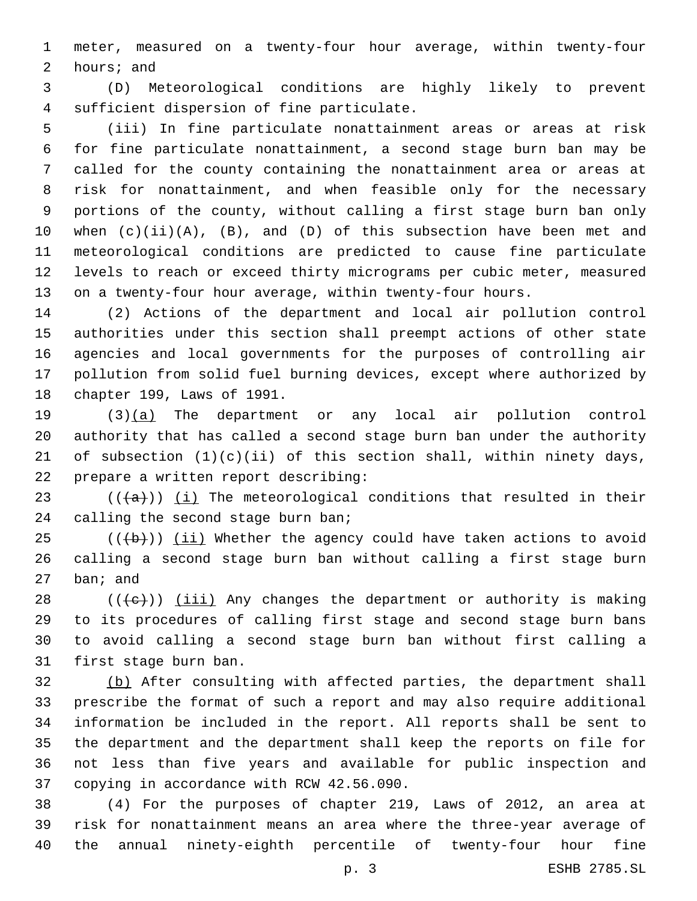meter, measured on a twenty-four hour average, within twenty-four hours; and

(D) Meteorological conditions are highly likely to prevent sufficient dispersion of fine particulate.

(iii) In fine particulate nonattainment areas or areas at risk for fine particulate nonattainment, a second stage burn ban may be called for the county containing the nonattainment area or areas at risk for nonattainment, and when feasible only for the necessary portions of the county, without calling a first stage burn ban only when (c)(ii)(A), (B), and (D) of this subsection have been met and meteorological conditions are predicted to cause fine particulate levels to reach or exceed thirty micrograms per cubic meter, measured on a twenty-four hour average, within twenty-four hours.

(2) Actions of the department and local air pollution control authorities under this section shall preempt actions of other state agencies and local governments for the purposes of controlling air pollution from solid fuel burning devices, except where authorized by chapter 199, Laws of 1991.

(3)<u>(a)</u> The department or any local air pollution control authority that has called a second stage burn ban under the authority of subsection (1)(c)(ii) of this section shall, within ninety days, prepare a written report describing:

((~~(a)~~)) <u>(i)</u> The meteorological conditions that resulted in their calling the second stage burn ban;

((~~(b)~~)) <u>(ii)</u> Whether the agency could have taken actions to avoid calling a second stage burn ban without calling a first stage burn ban; and

((~~(c)~~)) <u>(iii)</u> Any changes the department or authority is making to its procedures of calling first stage and second stage burn bans to avoid calling a second stage burn ban without first calling a first stage burn ban.

<u>(b)</u> After consulting with affected parties, the department shall prescribe the format of such a report and may also require additional information be included in the report. All reports shall be sent to the department and the department shall keep the reports on file for not less than five years and available for public inspection and copying in accordance with RCW 42.56.090.

(4) For the purposes of chapter 219, Laws of 2012, an area at risk for nonattainment means an area where the three-year average of the annual ninety-eighth percentile of twenty-four hour fine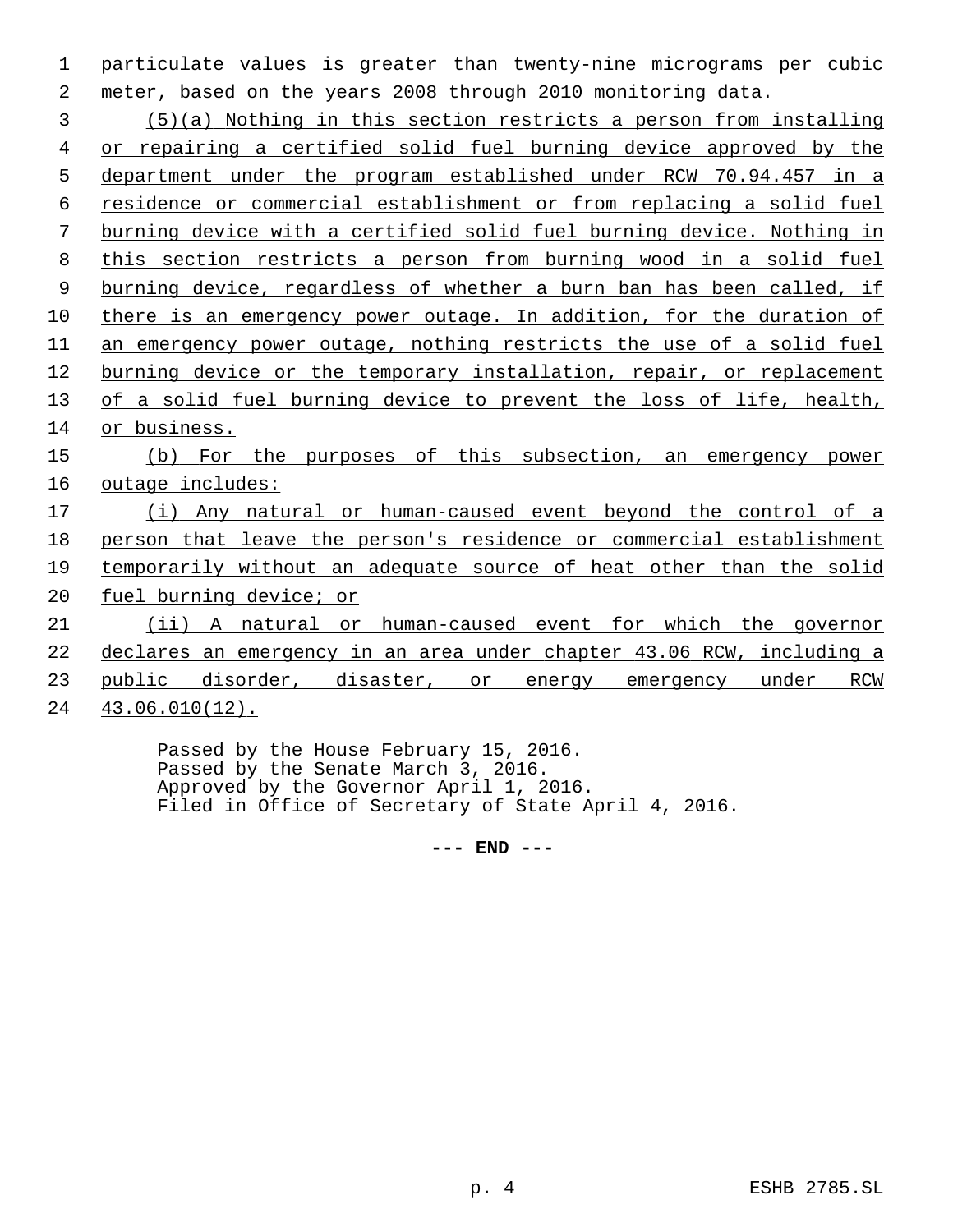particulate values is greater than twenty-nine micrograms per cubic meter, based on the years 2008 through 2010 monitoring data.

(5)(a) Nothing in this section restricts a person from installing or repairing a certified solid fuel burning device approved by the department under the program established under RCW 70.94.457 in a residence or commercial establishment or from replacing a solid fuel burning device with a certified solid fuel burning device. Nothing in this section restricts a person from burning wood in a solid fuel burning device, regardless of whether a burn ban has been called, if there is an emergency power outage. In addition, for the duration of an emergency power outage, nothing restricts the use of a solid fuel burning device or the temporary installation, repair, or replacement of a solid fuel burning device to prevent the loss of life, health, or business.

(b) For the purposes of this subsection, an emergency power outage includes:

(i) Any natural or human-caused event beyond the control of a person that leave the person's residence or commercial establishment temporarily without an adequate source of heat other than the solid fuel burning device; or

(ii) A natural or human-caused event for which the governor declares an emergency in an area under chapter 43.06 RCW, including a public disorder, disaster, or energy emergency under RCW 43.06.010(12).

Passed by the House February 15, 2016.
Passed by the Senate March 3, 2016.
Approved by the Governor April 1, 2016.
Filed in Office of Secretary of State April 4, 2016.

**--- END ---**